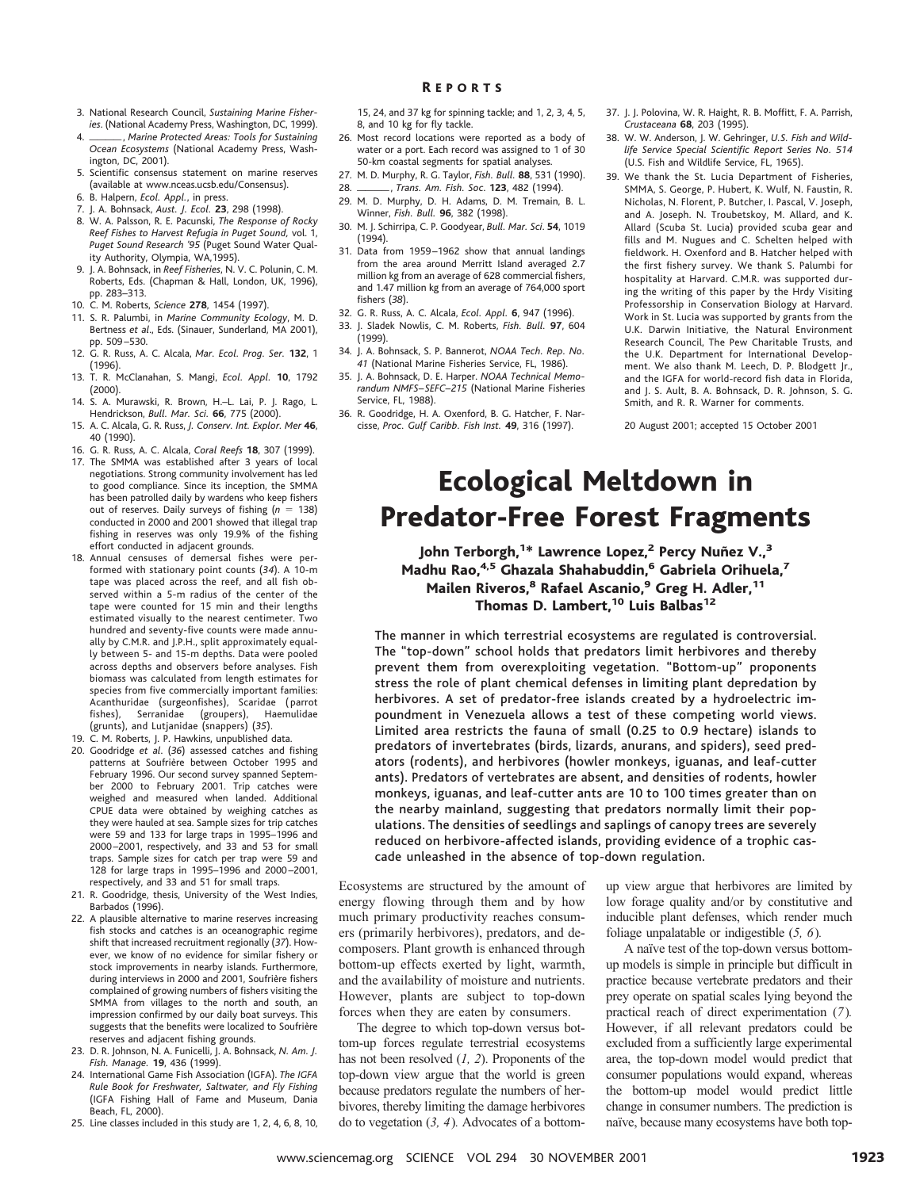3. National Research Council, *Sustaining Marine Fisheries*. (National Academy Press, Washington, DC, 1999).
4. ———, *Marine Protected Areas: Tools for Sustaining Ocean Ecosystems* (National Academy Press, Washington, DC, 2001).
5. Scientific consensus statement on marine reserves (available at www.nceas.ucsb.edu/Consensus).
6. B. Halpern, *Ecol. Appl.*, in press.
7. J. A. Bohnsack, *Aust. J. Ecol.* **23**, 298 (1998).
8. W. A. Palsson, R. E. Pacunski, *The Response of Rocky Reef Fishes to Harvest Refugia in Puget Sound*, vol. 1, *Puget Sound Research '95* (Puget Sound Water Quality Authority, Olympia, WA,1995).
9. J. A. Bohnsack, in *Reef Fisheries*, N. V. C. Polunin, C. M. Roberts, Eds. (Chapman & Hall, London, UK, 1996), pp. 283–313.
10. C. M. Roberts, *Science* **278**, 1454 (1997).
11. S. R. Palumbi, in *Marine Community Ecology*, M. D. Bertness *et al*., Eds. (Sinauer, Sunderland, MA 2001), pp. 509–530.
12. G. R. Russ, A. C. Alcala, *Mar. Ecol. Prog. Ser.* **132**, 1 (1996).
13. T. R. McClanahan, S. Mangi, *Ecol. Appl.* **10**, 1792 (2000).
14. S. A. Murawski, R. Brown, H.–L. Lai, P. J. Rago, L. Hendrickson, *Bull. Mar. Sci.* **66**, 775 (2000).
15. A. C. Alcala, G. R. Russ, *J. Conserv. Int. Explor. Mer* **46**, 40 (1990).
16. G. R. Russ, A. C. Alcala, *Coral Reefs* **18**, 307 (1999).
17. The SMMA was established after 3 years of local negotiations. Strong community involvement has led to good compliance. Since its inception, the SMMA has been patrolled daily by wardens who keep fishers out of reserves. Daily surveys of fishing ($n$ = 138) conducted in 2000 and 2001 showed that illegal trap fishing in reserves was only 19.9% of the fishing effort conducted in adjacent grounds.
18. Annual censuses of demersal fishes were performed with stationary point counts (*34*). A 10-m tape was placed across the reef, and all fish observed within a 5-m radius of the center of the tape were counted for 15 min and their lengths estimated visually to the nearest centimeter. Two hundred and seventy-five counts were made annually by C.M.R. and J.P.H., split approximately equally between 5- and 15-m depths. Data were pooled across depths and observers before analyses. Fish biomass was calculated from length estimates for species from five commercially important families: Acanthuridae (surgeonfishes), Scaridae (parrot fishes), Serranidae (groupers), Haemulidae (grunts), and Lutjanidae (snappers) (*35*).
19. C. M. Roberts, J. P. Hawkins, unpublished data.
20. Goodridge *et al*. (*36*) assessed catches and fishing patterns at Soufrière between October 1995 and February 1996. Our second survey spanned September 2000 to February 2001. Trip catches were weighed and measured when landed. Additional CPUE data were obtained by weighing catches as they were hauled at sea. Sample sizes for trip catches were 59 and 133 for large traps in 1995–1996 and 2000–2001, respectively, and 33 and 53 for small traps. Sample sizes for catch per trap were 59 and 128 for large traps in 1995–1996 and 2000–2001, respectively, and 33 and 51 for small traps.
21. R. Goodridge, thesis, University of the West Indies, Barbados (1996).
22. A plausible alternative to marine reserves increasing fish stocks and catches is an oceanographic regime shift that increased recruitment regionally (*37*). However, we know of no evidence for similar fishery or stock improvements in nearby islands. Furthermore, during interviews in 2000 and 2001, Soufrière fishers complained of growing numbers of fishers visiting the SMMA from villages to the north and south, an impression confirmed by our daily boat surveys. This suggests that the benefits were localized to Soufrière reserves and adjacent fishing grounds.
23. D. R. Johnson, N. A. Funicelli, J. A. Bohnsack, *N. Am. J. Fish. Manage.* **19**, 436 (1999).
24. International Game Fish Association (IGFA). *The IGFA Rule Book for Freshwater, Saltwater, and Fly Fishing* (IGFA Fishing Hall of Fame and Museum, Dania Beach, FL, 2000).
25. Line classes included in this study are 1, 2, 4, 6, 8, 10, 15, 24, and 37 kg for spinning tackle; and 1, 2, 3, 4, 5, 8, and 10 kg for fly tackle.
26. Most record locations were reported as a body of water or a port. Each record was assigned to 1 of 30 50-km coastal segments for spatial analyses.
27. M. D. Murphy, R. G. Taylor, *Fish. Bull.* **88**, 531 (1990).
28. ———, *Trans. Am. Fish. Soc*. **123**, 482 (1994).
29. M. D. Murphy, D. H. Adams, D. M. Tremain, B. L. Winner, *Fish. Bull.* **96**, 382 (1998).
30. M. J. Schirripa, C. P. Goodyear, *Bull. Mar. Sci*. **54**, 1019 (1994).
31. Data from 1959–1962 show that annual landings from the area around Merritt Island averaged 2.7 million kg from an average of 628 commercial fishers, and 1.47 million kg from an average of 764,000 sport fishers (*38*).
32. G. R. Russ, A. C. Alcala, *Ecol. Appl.* **6**, 947 (1996).
33. J. Sladek Nowlis, C. M. Roberts, *Fish. Bull*. **97**, 604 (1999).
34. J. A. Bohnsack, S. P. Bannerot, *NOAA Tech. Rep. No. 41* (National Marine Fisheries Service, FL, 1986).
35. J. A. Bohnsack, D. E. Harper. *NOAA Technical Memorandum NMFS–SEFC–215* (National Marine Fisheries Service, FL, 1988).
36. R. Goodridge, H. A. Oxenford, B. G. Hatcher, F. Narcisse, *Proc. Gulf Caribb. Fish Inst.* **49**, 316 (1997).
37. J. J. Polovina, W. R. Haight, R. B. Moffitt, F. A. Parrish, *Crustaceana* **68**, 203 (1995).
38. W. W. Anderson, J. W. Gehringer, *U.S. Fish and Wildlife Service Special Scientific Report Series No. 514* (U.S. Fish and Wildlife Service, FL, 1965).
39. We thank the St. Lucia Department of Fisheries, SMMA, S. George, P. Hubert, K. Wulf, N. Faustin, R. Nicholas, N. Florent, P. Butcher, I. Pascal, V. Joseph, and A. Joseph. N. Troubetskoy, M. Allard, and K. Allard (Scuba St. Lucia) provided scuba gear and fills and M. Nugues and C. Schelten helped with fieldwork. H. Oxenford and B. Hatcher helped with the first fishery survey. We thank S. Palumbi for hospitality at Harvard. C.M.R. was supported during the writing of this paper by the Hrdy Visiting Professorship in Conservation Biology at Harvard. Work in St. Lucia was supported by grants from the U.K. Darwin Initiative, the Natural Environment Research Council, The Pew Charitable Trusts, and the U.K. Department for International Development. We also thank M. Leech, D. P. Blodgett Jr., and the IGFA for world-record fish data in Florida, and J. S. Ault, B. A. Bohnsack, D. R. Johnson, S. G. Smith, and R. R. Warner for comments.

20 August 2001; accepted 15 October 2001

# Ecological Meltdown in Predator-Free Forest Fragments

**John Terborgh,[1]* Lawrence Lopez,[2] Percy Nuñez V.,[3] Madhu Rao,[4,5] Ghazala Shahabuddin,[6] Gabriela Orihuela,[7] Mailen Riveros,[8] Rafael Ascanio,[9] Greg H. Adler,[11] Thomas D. Lambert,[10] Luis Balbas[12]**

**The manner in which terrestrial ecosystems are regulated is controversial. The "top-down" school holds that predators limit herbivores and thereby prevent them from overexploiting vegetation. "Bottom-up" proponents stress the role of plant chemical defenses in limiting plant depredation by herbivores. A set of predator-free islands created by a hydroelectric impoundment in Venezuela allows a test of these competing world views. Limited area restricts the fauna of small (0.25 to 0.9 hectare) islands to predators of invertebrates (birds, lizards, anurans, and spiders), seed predators (rodents), and herbivores (howler monkeys, iguanas, and leaf-cutter ants). Predators of vertebrates are absent, and densities of rodents, howler monkeys, iguanas, and leaf-cutter ants are 10 to 100 times greater than on the nearby mainland, suggesting that predators normally limit their populations. The densities of seedlings and saplings of canopy trees are severely reduced on herbivore-affected islands, providing evidence of a trophic cascade unleashed in the absence of top-down regulation.**

Ecosystems are structured by the amount of energy flowing through them and by how much primary productivity reaches consumers (primarily herbivores), predators, and decomposers. Plant growth is enhanced through bottom-up effects exerted by light, warmth, and the availability of moisture and nutrients. However, plants are subject to top-down forces when they are eaten by consumers.

The degree to which top-down versus bottom-up forces regulate terrestrial ecosystems has not been resolved (*1, 2*). Proponents of the top-down view argue that the world is green because predators regulate the numbers of herbivores, thereby limiting the damage herbivores do to vegetation (*3, 4*). Advocates of a bottom-up view argue that herbivores are limited by low forage quality and/or by constitutive and inducible plant defenses, which render much foliage unpalatable or indigestible (*5, 6*).

A naïve test of the top-down versus bottom-up models is simple in principle but difficult in practice because vertebrate predators and their prey operate on spatial scales lying beyond the practical reach of direct experimentation (*7*). However, if all relevant predators could be excluded from a sufficiently large experimental area, the top-down model would predict that consumer populations would expand, whereas the bottom-up model would predict little change in consumer numbers. The prediction is naïve, because many ecosystems have both top-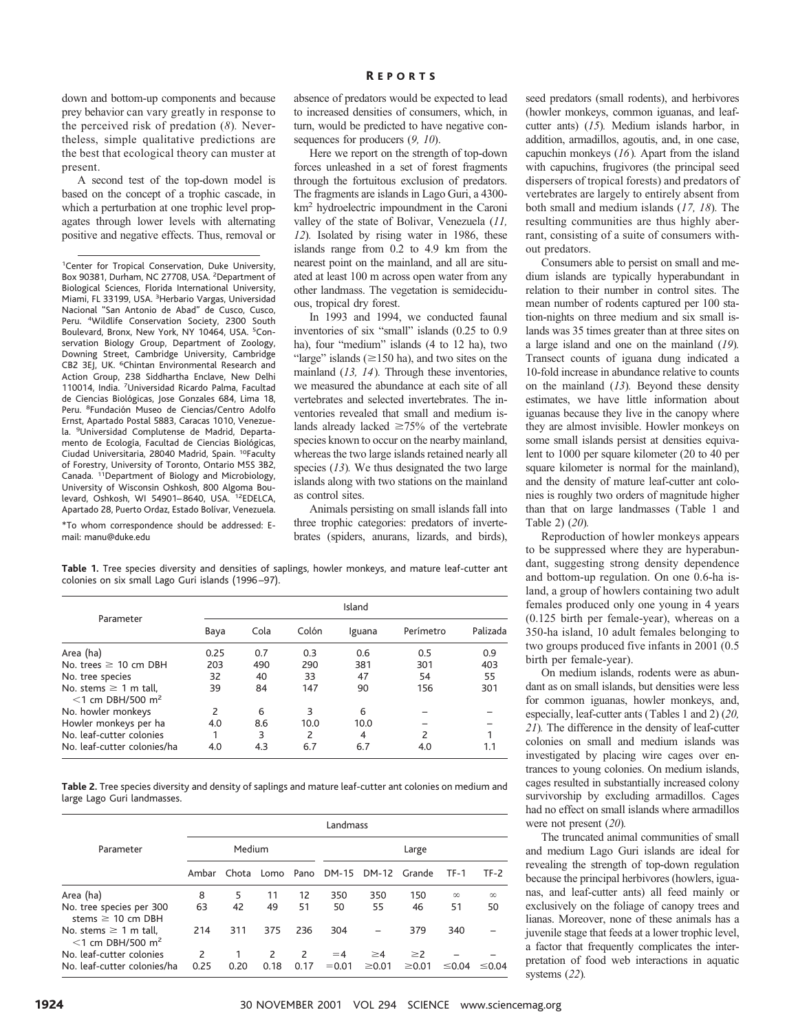down and bottom-up components and because prey behavior can vary greatly in response to the perceived risk of predation (8). Nevertheless, simple qualitative predictions are the best that ecological theory can muster at present.

A second test of the top-down model is based on the concept of a trophic cascade, in which a perturbation at one trophic level propagates through lower levels with alternating positive and negative effects. Thus, removal or absence of predators would be expected to lead to increased densities of consumers, which, in turn, would be predicted to have negative consequences for producers (9, 10).

Here we report on the strength of top-down forces unleashed in a set of forest fragments through the fortuitous exclusion of predators. The fragments are islands in Lago Guri, a 4300-km² hydroelectric impoundment in the Caroni valley of the state of Bolivar, Venezuela (11, 12). Isolated by rising water in 1986, these islands range from 0.2 to 4.9 km from the nearest point on the mainland, and all are situated at least 100 m across open water from any other landmass. The vegetation is semideciduous, tropical dry forest.

In 1993 and 1994, we conducted faunal inventories of six "small" islands (0.25 to 0.9 ha), four "medium" islands (4 to 12 ha), two "large" islands (≥150 ha), and two sites on the mainland (13, 14). Through these inventories, we measured the abundance at each site of all vertebrates and selected invertebrates. The inventories revealed that small and medium islands already lacked ≥75% of the vertebrate species known to occur on the nearby mainland, whereas the two large islands retained nearly all species (13). We thus designated the two large islands along with two stations on the mainland as control sites.

Animals persisting on small islands fall into three trophic categories: predators of invertebrates (spiders, anurans, lizards, and birds), seed predators (small rodents), and herbivores (howler monkeys, common iguanas, and leaf-cutter ants) (15). Medium islands harbor, in addition, armadillos, agoutis, and, in one case, capuchin monkeys (16). Apart from the island with capuchins, frugivores (the principal seed dispersers of tropical forests) and predators of vertebrates are largely to entirely absent from both small and medium islands (17, 18). The resulting communities are thus highly aberrant, consisting of a suite of consumers without predators.

Consumers able to persist on small and medium islands are typically hyperabundant in relation to their number in control sites. The mean number of rodents captured per 100 station-nights on three medium and six small islands was 35 times greater than at three sites on a large island and one on the mainland (19). Transect counts of iguana dung indicated a 10-fold increase in abundance relative to counts on the mainland (13). Beyond these density estimates, we have little information about iguanas because they live in the canopy where they are almost invisible. Howler monkeys on some small islands persist at densities equivalent to 1000 per square kilometer (20 to 40 per square kilometer is normal for the mainland), and the density of mature leaf-cutter ant colonies is roughly two orders of magnitude higher than that on large landmasses (Table 1 and Table 2) (20).

Reproduction of howler monkeys appears to be suppressed where they are hyperabundant, suggesting strong density dependence and bottom-up regulation. On one 0.6-ha island, a group of howlers containing two adult females produced only one young in 4 years (0.125 birth per female-year), whereas on a 350-ha island, 10 adult females belonging to two groups produced five infants in 2001 (0.5 birth per female-year).

On medium islands, rodents were as abundant as on small islands, but densities were less for common iguanas, howler monkeys, and, especially, leaf-cutter ants (Tables 1 and 2) (20, 21). The difference in the density of leaf-cutter colonies on small and medium islands was investigated by placing wire cages over entrances to young colonies. On medium islands, cages resulted in substantially increased colony survivorship by excluding armadillos. Cages had no effect on small islands where armadillos were not present (20).

The truncated animal communities of small and medium Lago Guri islands are ideal for revealing the strength of top-down regulation because the principal herbivores (howlers, iguanas, and leaf-cutter ants) all feed mainly or exclusively on the foliage of canopy trees and lianas. Moreover, none of these animals has a juvenile stage that feeds at a lower trophic level, a factor that frequently complicates the interpretation of food web interactions in aquatic systems (22).

[1]Center for Tropical Conservation, Duke University, Box 90381, Durham, NC 27708, USA. [2]Department of Biological Sciences, Florida International University, Miami, FL 33199, USA. [3]Herbario Vargas, Universidad Nacional "San Antonio de Abad" de Cusco, Cusco, Peru. [4]Wildlife Conservation Society, 2300 South Boulevard, Bronx, New York, NY 10464, USA. [5]Conservation Biology Group, Department of Zoology, Downing Street, Cambridge University, Cambridge CB2 3EJ, UK. [6]Chintan Environmental Research and Action Group, 238 Siddhartha Enclave, New Delhi 110014, India. [7]Universidad Ricardo Palma, Facultad de Ciencias Biológicas, Jose Gonzales 684, Lima 18, Peru. [8]Fundación Museo de Ciencias/Centro Adolfo Ernst, Apartado Postal 5883, Caracas 1010, Venezuela. [9]Universidad Complutense de Madrid, Departamento de Ecología, Facultad de Ciencias Biológicas, Ciudad Universitaria, 28040 Madrid, Spain. [10]Faculty of Forestry, University of Toronto, Ontario M5S 3B2, Canada. [11]Department of Biology and Microbiology, University of Wisconsin Oshkosh, 800 Algoma Boulevard, Oshkosh, WI 54901–8640, USA. [12]EDELCA, Apartado 28, Puerto Ordaz, Estado Bolívar, Venezuela.

*To whom correspondence should be addressed: E-mail: manu@duke.edu

**Table 1.** Tree species diversity and densities of saplings, howler monkeys, and mature leaf-cutter ant colonies on six small Lago Guri islands (1996–97).

| Parameter | Island | | | | | |
|---|---|---|---|---|---|---|
| | Baya | Cola | Colón | Iguana | Perímetro | Palizada |
| Area (ha) | 0.25 | 0.7 | 0.3 | 0.6 | 0.5 | 0.9 |
| No. trees ≥ 10 cm DBH | 203 | 490 | 290 | 381 | 301 | 403 |
| No. tree species | 32 | 40 | 33 | 47 | 54 | 55 |
| No. stems ≥ 1 m tall, <1 cm DBH/500 m² | 39 | 84 | 147 | 90 | 156 | 301 |
| No. howler monkeys | 2 | 6 | 3 | 6 | – | – |
| Howler monkeys per ha | 4.0 | 8.6 | 10.0 | 10.0 | – | – |
| No. leaf-cutter colonies | 1 | 3 | 2 | 4 | 2 | 1 |
| No. leaf-cutter colonies/ha | 4.0 | 4.3 | 6.7 | 6.7 | 4.0 | 1.1 |

**Table 2.** Tree species diversity and density of saplings and mature leaf-cutter ant colonies on medium and large Lago Guri landmasses.

| Parameter | Landmass | | | | | | | | |
|---|---|---|---|---|---|---|---|---|---|
| | Medium | | | | Large | | | | |
| | Ambar | Chota | Lomo | Pano | DM-15 | DM-12 | Grande | TF-1 | TF-2 |
| Area (ha) | 8 | 5 | 11 | 12 | 350 | 350 | 150 | ∞ | ∞ |
| No. tree species per 300 stems ≥ 10 cm DBH | 63 | 42 | 49 | 51 | 50 | 55 | 46 | 51 | 50 |
| No. stems ≥ 1 m tall, <1 cm DBH/500 m² | 214 | 311 | 375 | 236 | 304 | – | 379 | 340 | – |
| No. leaf-cutter colonies | 2 | 1 | 2 | 2 | =4 | ≥4 | ≥2 | – | – |
| No. leaf-cutter colonies/ha | 0.25 | 0.20 | 0.18 | 0.17 | =0.01 | ≥0.01 | ≥0.01 | ≤0.04 | ≤0.04 |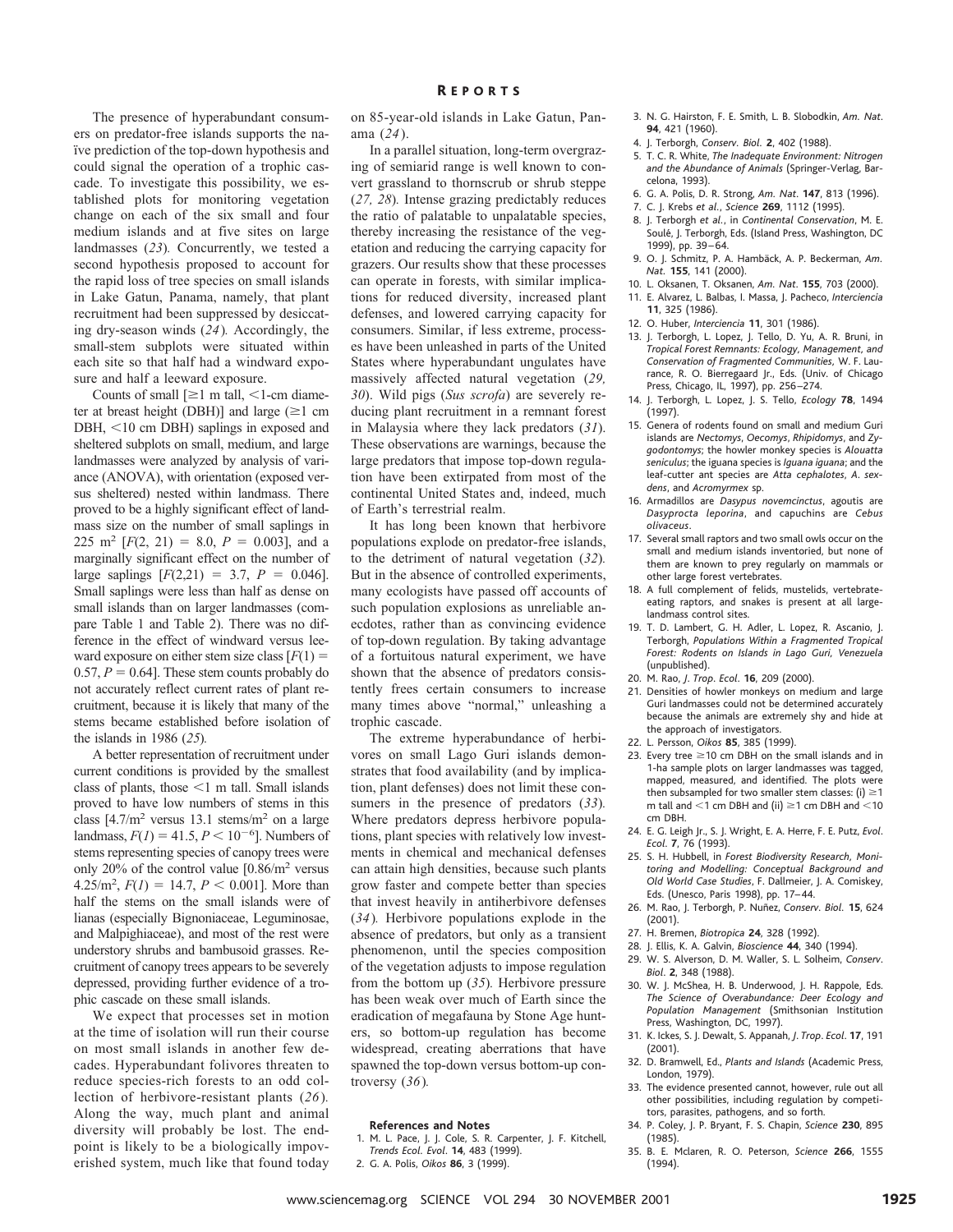The presence of hyperabundant consumers on predator-free islands supports the naïve prediction of the top-down hypothesis and could signal the operation of a trophic cascade. To investigate this possibility, we established plots for monitoring vegetation change on each of the six small and four medium islands and at five sites on large landmasses (*23*). Concurrently, we tested a second hypothesis proposed to account for the rapid loss of tree species on small islands in Lake Gatun, Panama, namely, that plant recruitment had been suppressed by desiccating dry-season winds (*24*). Accordingly, the small-stem subplots were situated within each site so that half had a windward exposure and half a leeward exposure.

Counts of small [≥1 m tall, <1-cm diameter at breast height (DBH)] and large (≥1 cm DBH, <10 cm DBH) saplings in exposed and sheltered subplots on small, medium, and large landmasses were analyzed by analysis of variance (ANOVA), with orientation (exposed versus sheltered) nested within landmass. There proved to be a highly significant effect of landmass size on the number of small saplings in 225 m$^2$ [$F(2, 21) = 8.0$, $P = 0.003$], and a marginally significant effect on the number of large saplings [$F(2,21) = 3.7$, $P = 0.046$]. Small saplings were less than half as dense on small islands than on larger landmasses (compare Table 1 and Table 2). There was no difference in the effect of windward versus leeward exposure on either stem size class [$F(1) = 0.57$, $P = 0.64$]. These stem counts probably do not accurately reflect current rates of plant recruitment, because it is likely that many of the stems became established before isolation of the islands in 1986 (*25*).

A better representation of recruitment under current conditions is provided by the smallest class of plants, those <1 m tall. Small islands proved to have low numbers of stems in this class [4.7/m$^2$ versus 13.1 stems/m$^2$ on a large landmass, $F(1) = 41.5$, $P < 10^{-6}$]. Numbers of stems representing species of canopy trees were only 20% of the control value [0.86/m$^2$ versus 4.25/m$^2$, $F(1) = 14.7$, $P < 0.001$]. More than half the stems on the small islands were of lianas (especially Bignoniaceae, Leguminosae, and Malpighiaceae), and most of the rest were understory shrubs and bambusoid grasses. Recruitment of canopy trees appears to be severely depressed, providing further evidence of a trophic cascade on these small islands.

We expect that processes set in motion at the time of isolation will run their course on most small islands in another few decades. Hyperabundant folivores threaten to reduce species-rich forests to an odd collection of herbivore-resistant plants (*26*). Along the way, much plant and animal diversity will probably be lost. The endpoint is likely to be a biologically impoverished system, much like that found today on 85-year-old islands in Lake Gatun, Panama (*24*).

In a parallel situation, long-term overgrazing of semiarid range is well known to convert grassland to thornscrub or shrub steppe (*27, 28*). Intense grazing predictably reduces the ratio of palatable to unpalatable species, thereby increasing the resistance of the vegetation and reducing the carrying capacity for grazers. Our results show that these processes can operate in forests, with similar implications for reduced diversity, increased plant defenses, and lowered carrying capacity for consumers. Similar, if less extreme, processes have been unleashed in parts of the United States where hyperabundant ungulates have massively affected natural vegetation (*29, 30*). Wild pigs (*Sus scrofa*) are severely reducing plant recruitment in a remnant forest in Malaysia where they lack predators (*31*). These observations are warnings, because the large predators that impose top-down regulation have been extirpated from most of the continental United States and, indeed, much of Earth's terrestrial realm.

It has long been known that herbivore populations explode on predator-free islands, to the detriment of natural vegetation (*32*). But in the absence of controlled experiments, many ecologists have passed off accounts of such population explosions as unreliable anecdotes, rather than as convincing evidence of top-down regulation. By taking advantage of a fortuitous natural experiment, we have shown that the absence of predators consistently frees certain consumers to increase many times above "normal," unleashing a trophic cascade.

The extreme hyperabundance of herbivores on small Lago Guri islands demonstrates that food availability (and by implication, plant defenses) does not limit these consumers in the presence of predators (*33*). Where predators depress herbivore populations, plant species with relatively low investments in chemical and mechanical defenses can attain high densities, because such plants grow faster and compete better than species that invest heavily in antiherbivore defenses (*34*). Herbivore populations explode in the absence of predators, but only as a transient phenomenon, until the species composition of the vegetation adjusts to impose regulation from the bottom up (*35*). Herbivore pressure has been weak over much of Earth since the eradication of megafauna by Stone Age hunters, so bottom-up regulation has become widespread, creating aberrations that have spawned the top-down versus bottom-up controversy (*36*).

### References and Notes

1. M. L. Pace, J. J. Cole, S. R. Carpenter, J. F. Kitchell, *Trends Ecol. Evol.* **14**, 483 (1999).
2. G. A. Polis, *Oikos* **86**, 3 (1999).
3. N. G. Hairston, F. E. Smith, L. B. Slobodkin, *Am. Nat.* **94**, 421 (1960).
4. J. Terborgh, *Conserv. Biol.* **2**, 402 (1988).
5. T. C. R. White, *The Inadequate Environment: Nitrogen and the Abundance of Animals* (Springer-Verlag, Barcelona, 1993).
6. G. A. Polis, D. R. Strong, *Am. Nat.* **147**, 813 (1996).
7. C. J. Krebs *et al.*, *Science* **269**, 1112 (1995).
8. J. Terborgh *et al.*, in *Continental Conservation*, M. E. Soulé, J. Terborgh, Eds. (Island Press, Washington, DC 1999), pp. 39–64.
9. O. J. Schmitz, P. A. Hambäck, A. P. Beckerman, *Am. Nat.* **155**, 141 (2000).
10. L. Oksanen, T. Oksanen, *Am. Nat.* **155**, 703 (2000).
11. E. Alvarez, L. Balbas, I. Massa, J. Pacheco, *Interciencia* **11**, 325 (1986).
12. O. Huber, *Interciencia* **11**, 301 (1986).
13. J. Terborgh, L. Lopez, J. Tello, D. Yu, A. R. Bruni, in *Tropical Forest Remnants: Ecology, Management, and Conservation of Fragmented Communities*, W. F. Laurance, R. O. Bierregaard Jr., Eds. (Univ. of Chicago Press, Chicago, IL, 1997), pp. 256–274.
14. J. Terborgh, L. Lopez, J. S. Tello, *Ecology* **78**, 1494 (1997).
15. Genera of rodents found on small and medium Guri islands are *Nectomys*, *Oecomys*, *Rhipidomys*, and *Zygodontomys*; the howler monkey species is *Alouatta seniculus*; the iguana species is *Iguana iguana*; and the leaf-cutter ant species are *Atta cephalotes*, *A. sexdens*, and *Acromyrmex* sp.
16. Armadillos are *Dasypus novemcinctus*, agoutis are *Dasyprocta leporina*, and capuchins are *Cebus olivaceus*.
17. Several small raptors and two small owls occur on the small and medium islands inventoried, but none of them are known to prey regularly on mammals or other large forest vertebrates.
18. A full complement of felids, mustelids, vertebrate-eating raptors, and snakes is present at all large-landmass control sites.
19. T. D. Lambert, G. H. Adler, L. Lopez, R. Ascanio, J. Terborgh, *Populations Within a Fragmented Tropical Forest: Rodents on Islands in Lago Guri, Venezuela* (unpublished).
20. M. Rao, *J. Trop. Ecol.* **16**, 209 (2000).
21. Densities of howler monkeys on medium and large Guri landmasses could not be determined accurately because the animals are extremely shy and hide at the approach of investigators.
22. L. Persson, *Oikos* **85**, 385 (1999).
23. Every tree ≥10 cm DBH on the small islands and in 1-ha sample plots on larger landmasses was tagged, mapped, measured, and identified. The plots were then subsampled for two smaller stem classes: (i) ≥1 m tall and <1 cm DBH and (ii) ≥1 cm DBH and <10 cm DBH.
24. E. G. Leigh Jr., S. J. Wright, E. A. Herre, F. E. Putz, *Evol. Ecol.* **7**, 76 (1993).
25. S. H. Hubbell, in *Forest Biodiversity Research, Monitoring and Modelling: Conceptual Background and Old World Case Studies*, F. Dallmeier, J. A. Comiskey, Eds. (Unesco, Paris 1998), pp. 17–44.
26. M. Rao, J. Terborgh, P. Nuñez, *Conserv. Biol.* **15**, 624 (2001).
27. H. Bremen, *Biotropica* **24**, 328 (1992).
28. J. Ellis, K. A. Galvin, *Bioscience* **44**, 340 (1994).
29. W. S. Alverson, D. M. Waller, S. L. Solheim, *Conserv. Biol.* **2**, 348 (1988).
30. W. J. McShea, H. B. Underwood, J. H. Rappole, Eds. *The Science of Overabundance: Deer Ecology and Population Management* (Smithsonian Institution Press, Washington, DC, 1997).
31. K. Ickes, S. J. Dewalt, S. Appanah, *J. Trop. Ecol.* **17**, 191 (2001).
32. D. Bramwell, Ed., *Plants and Islands* (Academic Press, London, 1979).
33. The evidence presented cannot, however, rule out all other possibilities, including regulation by competitors, parasites, pathogens, and so forth.
34. P. Coley, J. P. Bryant, F. S. Chapin, *Science* **230**, 895 (1985).
35. B. E. Mclaren, R. O. Peterson, *Science* **266**, 1555 (1994).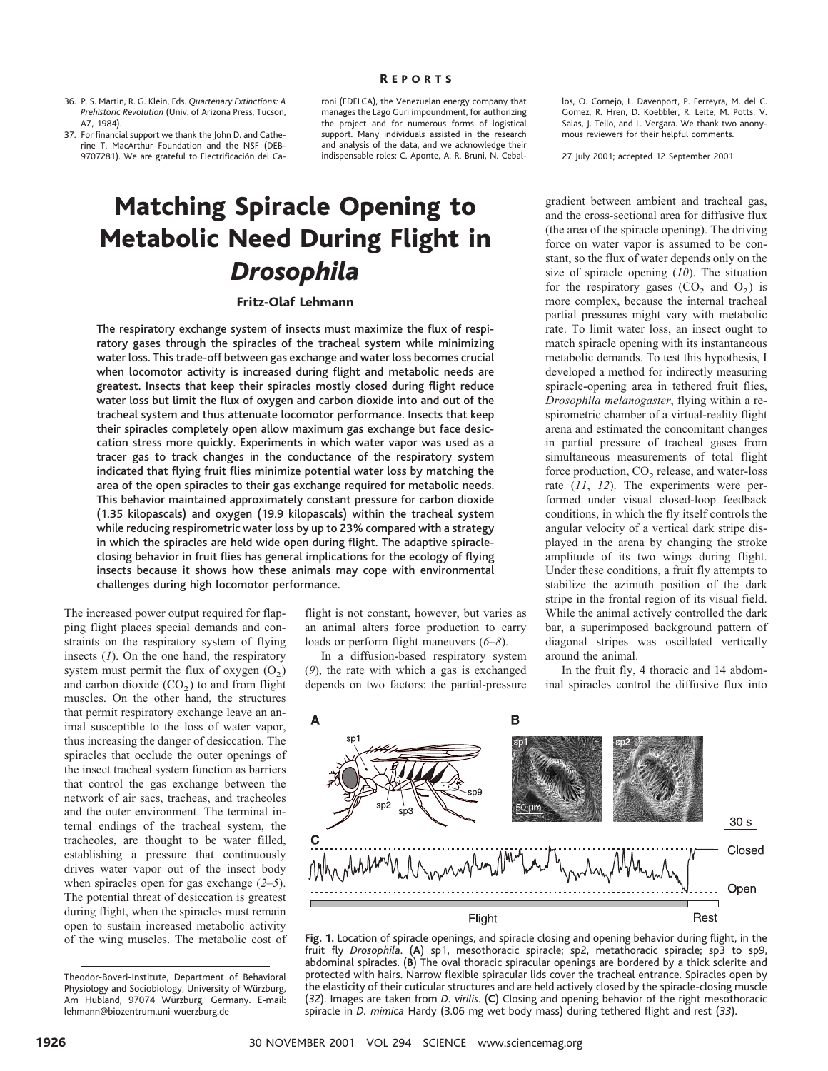36. P. S. Martin, R. G. Klein, Eds. *Quartenary Extinctions: A Prehistoric Revolution* (Univ. of Arizona Press, Tucson, AZ, 1984).
37. For financial support we thank the John D. and Catherine T. MacArthur Foundation and the NSF (DEB-9707281). We are grateful to Electrificación del Caroni (EDELCA), the Venezuelan energy company that manages the Lago Guri impoundment, for authorizing the project and for numerous forms of logistical support. Many individuals assisted in the research and analysis of the data, and we acknowledge their indispensable roles: C. Aponte, A. R. Bruni, N. Cebal-los, O. Cornejo, L. Davenport, P. Ferreyra, M. del C. Gomez, R. Hren, D. Koebbler, R. Leite, M. Potts, V. Salas, J. Tello, and L. Vergara. We thank two anonymous reviewers for their helpful comments.

27 July 2001; accepted 12 September 2001

# Matching Spiracle Opening to Metabolic Need During Flight in *Drosophila*

**Fritz-Olaf Lehmann**

**The respiratory exchange system of insects must maximize the flux of respiratory gases through the spiracles of the tracheal system while minimizing water loss. This trade-off between gas exchange and water loss becomes crucial when locomotor activity is increased during flight and metabolic needs are greatest. Insects that keep their spiracles mostly closed during flight reduce water loss but limit the flux of oxygen and carbon dioxide into and out of the tracheal system and thus attenuate locomotor performance. Insects that keep their spiracles completely open allow maximum gas exchange but face desiccation stress more quickly. Experiments in which water vapor was used as a tracer gas to track changes in the conductance of the respiratory system indicated that flying fruit flies minimize potential water loss by matching the area of the open spiracles to their gas exchange required for metabolic needs. This behavior maintained approximately constant pressure for carbon dioxide (1.35 kilopascals) and oxygen (19.9 kilopascals) within the tracheal system while reducing respirometric water loss by up to 23% compared with a strategy in which the spiracles are held wide open during flight. The adaptive spiracle-closing behavior in fruit flies has general implications for the ecology of flying insects because it shows how these animals may cope with environmental challenges during high locomotor performance.**

The increased power output required for flapping flight places special demands and constraints on the respiratory system of flying insects (*1*). On the one hand, the respiratory system must permit the flux of oxygen ($O_2$) and carbon dioxide ($CO_2$) to and from flight muscles. On the other hand, the structures that permit respiratory exchange leave an animal susceptible to the loss of water vapor, thus increasing the danger of desiccation. The spiracles that occlude the outer openings of the insect tracheal system function as barriers that control the gas exchange between the network of air sacs, tracheas, and tracheoles and the outer environment. The terminal internal endings of the tracheal system, the tracheoles, are thought to be water filled, establishing a pressure that continuously drives water vapor out of the insect body when spiracles open for gas exchange (*2*–*5*). The potential threat of desiccation is greatest during flight, when the spiracles must remain open to sustain increased metabolic activity of the wing muscles. The metabolic cost of flight is not constant, however, but varies as an animal alters force production to carry loads or perform flight maneuvers (*6*–*8*).

In a diffusion-based respiratory system (*9*), the rate with which a gas is exchanged depends on two factors: the partial-pressure gradient between ambient and tracheal gas, and the cross-sectional area for diffusive flux (the area of the spiracle opening). The driving force on water vapor is assumed to be constant, so the flux of water depends only on the size of spiracle opening (*10*). The situation for the respiratory gases ($CO_2$ and $O_2$) is more complex, because the internal tracheal partial pressures might vary with metabolic rate. To limit water loss, an insect ought to match spiracle opening with its instantaneous metabolic demands. To test this hypothesis, I developed a method for indirectly measuring spiracle-opening area in tethered fruit flies, *Drosophila melanogaster*, flying within a respirometric chamber of a virtual-reality flight arena and estimated the concomitant changes in partial pressure of tracheal gases from simultaneous measurements of total flight force production, $CO_2$ release, and water-loss rate (*11*, *12*). The experiments were performed under visual closed-loop feedback conditions, in which the fly itself controls the angular velocity of a vertical dark stripe displayed in the arena by changing the stroke amplitude of its two wings during flight. Under these conditions, a fruit fly attempts to stabilize the azimuth position of the dark stripe in the frontal region of its visual field. While the animal actively controlled the dark bar, a superimposed background pattern of diagonal stripes was oscillated vertically around the animal.

In the fruit fly, 4 thoracic and 14 abdominal spiracles control the diffusive flux into

A
sp1
sp2
sp3
sp9
B
sp1
sp2
50 μm
30 s
C
Closed
Open
Flight
Rest

**Fig. 1.** Location of spiracle openings, and spiracle closing and opening behavior during flight, in the fruit fly *Drosophila*. (**A**) sp1, mesothoracic spiracle; sp2, metathoracic spiracle; sp3 to sp9, abdominal spiracles. (**B**) The oval thoracic spiracular openings are bordered by a thick sclerite and protected with hairs. Narrow flexible spiracular lids cover the tracheal entrance. Spiracles open by the elasticity of their cuticular structures and are held actively closed by the spiracle-closing muscle (*32*). Images are taken from *D. virilis*. (**C**) Closing and opening behavior of the right mesothoracic spiracle in *D. mimica* Hardy (3.06 mg wet body mass) during tethered flight and rest (*33*).

Theodor-Boveri-Institute, Department of Behavioral Physiology and Sociobiology, University of Würzburg, Am Hubland, 97074 Würzburg, Germany. E-mail: lehmann@biozentrum.uni-wuerzburg.de